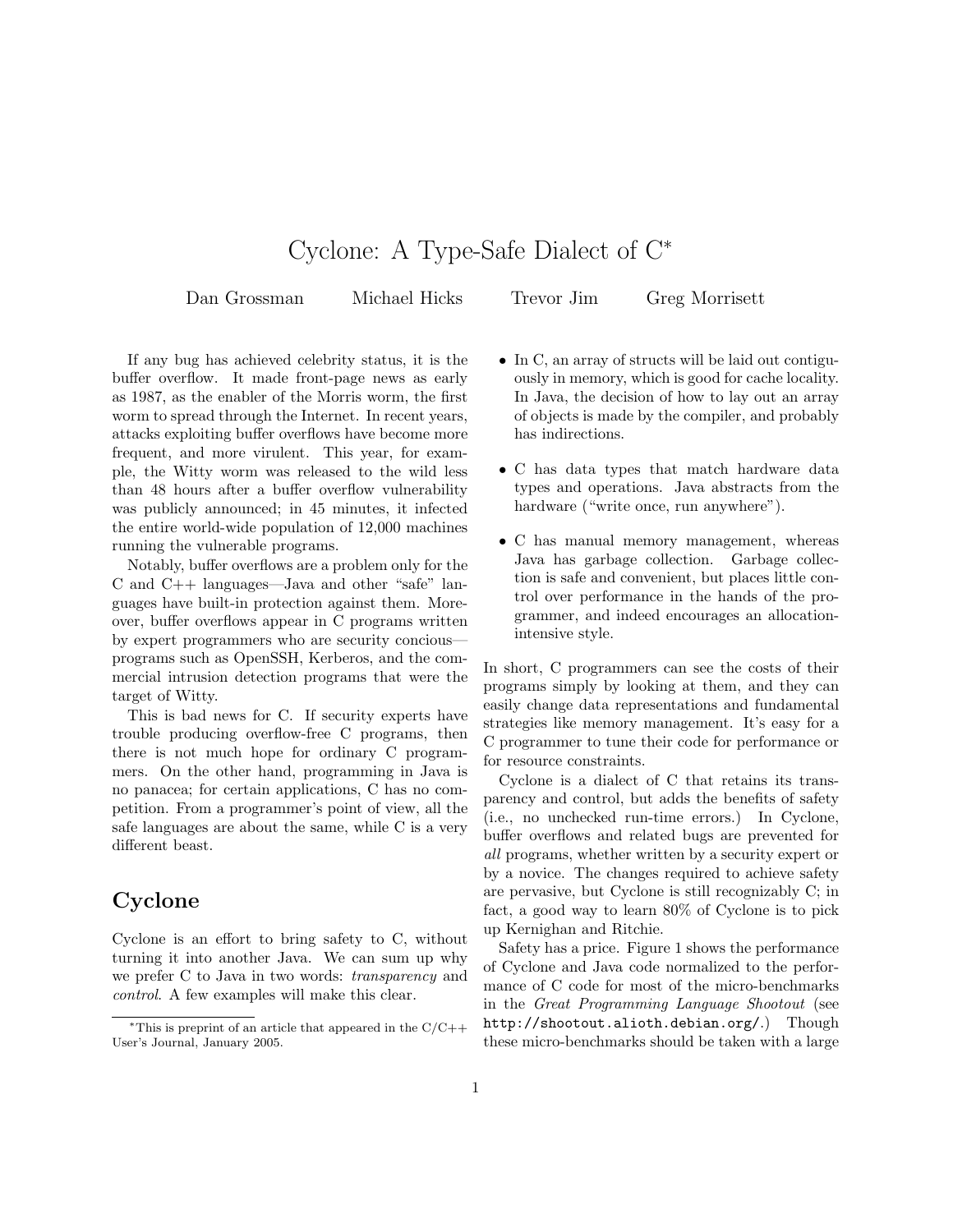# Cyclone: A Type-Safe Dialect of C*

Dan Grossman Michael Hicks Trevor Jim Greg Morrisett

If any bug has achieved celebrity status, it is the buffer overflow. It made front-page news as early as 1987, as the enabler of the Morris worm, the first worm to spread through the Internet. In recent years, attacks exploiting buffer overflows have become more frequent, and more virulent. This year, for example, the Witty worm was released to the wild less than 48 hours after a buffer overflow vulnerability was publicly announced; in 45 minutes, it infected the entire world-wide population of 12,000 machines running the vulnerable programs.

Notably, buffer overflows are a problem only for the C and C++ languages—Java and other "safe" languages have built-in protection against them. Moreover, buffer overflows appear in C programs written by expert programmers who are security concious—programs such as OpenSSH, Kerberos, and the commercial intrusion detection programs that were the target of Witty.

This is bad news for C. If security experts have trouble producing overflow-free C programs, then there is not much hope for ordinary C programmers. On the other hand, programming in Java is no panacea; for certain applications, C has no competition. From a programmer's point of view, all the safe languages are about the same, while C is a very different beast.

## Cyclone

Cyclone is an effort to bring safety to C, without turning it into another Java. We can sum up why we prefer C to Java in two words: *transparency* and *control*. A few examples will make this clear.

- In C, an array of structs will be laid out contiguously in memory, which is good for cache locality. In Java, the decision of how to lay out an array of objects is made by the compiler, and probably has indirections.
- C has data types that match hardware data types and operations. Java abstracts from the hardware ("write once, run anywhere").
- C has manual memory management, whereas Java has garbage collection. Garbage collection is safe and convenient, but places little control over performance in the hands of the programmer, and indeed encourages an allocation-intensive style.

In short, C programmers can see the costs of their programs simply by looking at them, and they can easily change data representations and fundamental strategies like memory management. It's easy for a C programmer to tune their code for performance or for resource constraints.

Cyclone is a dialect of C that retains its transparency and control, but adds the benefits of safety (i.e., no unchecked run-time errors.) In Cyclone, buffer overflows and related bugs are prevented for *all* programs, whether written by a security expert or by a novice. The changes required to achieve safety are pervasive, but Cyclone is still recognizably C; in fact, a good way to learn 80% of Cyclone is to pick up Kernighan and Ritchie.

Safety has a price. Figure 1 shows the performance of Cyclone and Java code normalized to the performance of C code for most of the micro-benchmarks in the *Great Programming Language Shootout* (see `http://shootout.alioth.debian.org/`.) Though these micro-benchmarks should be taken with a large

---

*This is preprint of an article that appeared in the C/C++ User's Journal, January 2005.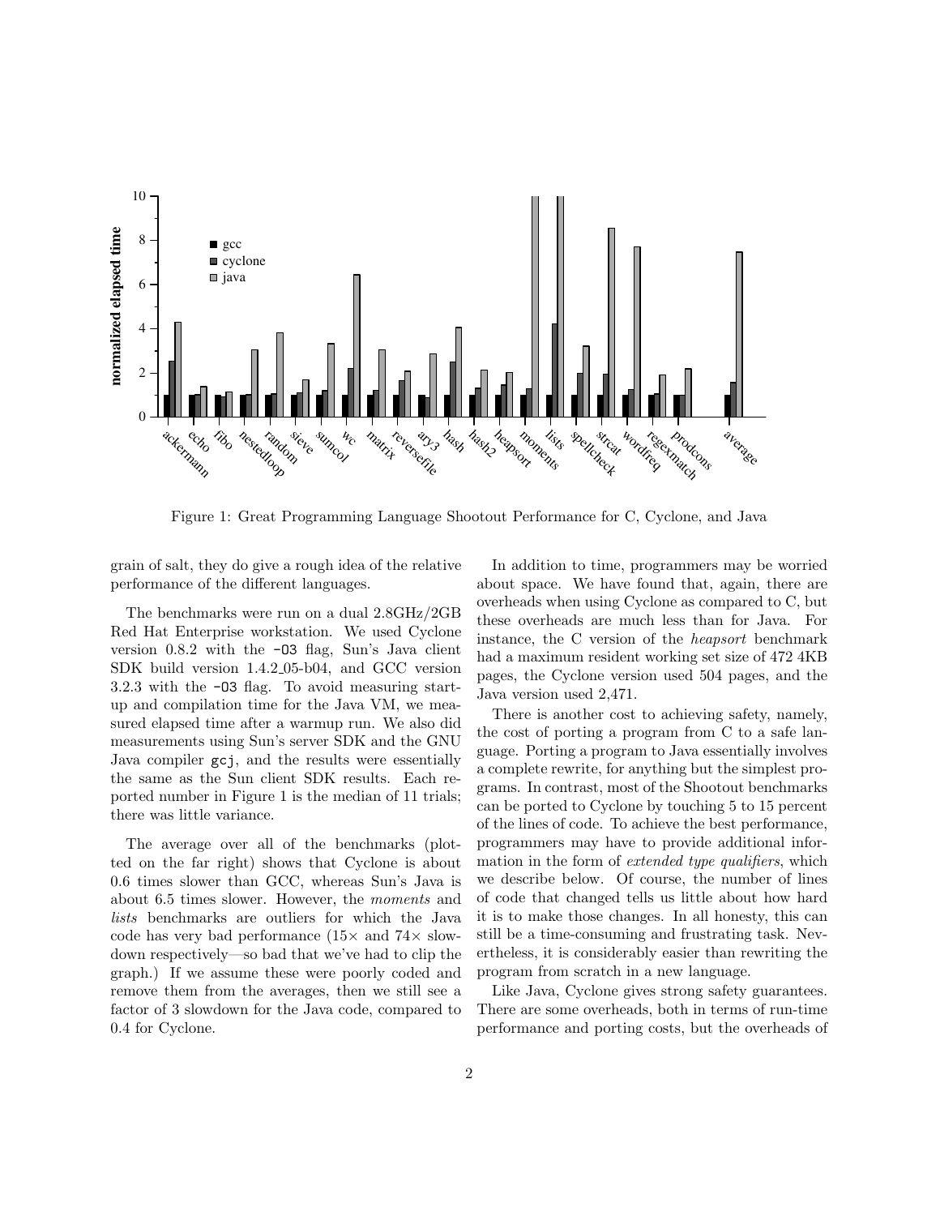Figure 1: Great Programming Language Shootout Performance for C, Cyclone, and Java

grain of salt, they do give a rough idea of the relative performance of the different languages.

The benchmarks were run on a dual 2.8GHz/2GB Red Hat Enterprise workstation. We used Cyclone version 0.8.2 with the `-O3` flag, Sun's Java client SDK build version 1.4.2_05-b04, and GCC version 3.2.3 with the `-O3` flag. To avoid measuring start-up and compilation time for the Java VM, we measured elapsed time after a warmup run. We also did measurements using Sun's server SDK and the GNU Java compiler `gcj`, and the results were essentially the same as the Sun client SDK results. Each reported number in Figure 1 is the median of 11 trials; there was little variance.

The average over all of the benchmarks (plotted on the far right) shows that Cyclone is about 0.6 times slower than GCC, whereas Sun's Java is about 6.5 times slower. However, the *moments* and *lists* benchmarks are outliers for which the Java code has very bad performance (15× and 74× slowdown respectively—so bad that we've had to clip the graph.) If we assume these were poorly coded and remove them from the averages, then we still see a factor of 3 slowdown for the Java code, compared to 0.4 for Cyclone.

In addition to time, programmers may be worried about space. We have found that, again, there are overheads when using Cyclone as compared to C, but these overheads are much less than for Java. For instance, the C version of the *heapsort* benchmark had a maximum resident working set size of 472 4KB pages, the Cyclone version used 504 pages, and the Java version used 2,471.

There is another cost to achieving safety, namely, the cost of porting a program from C to a safe language. Porting a program to Java essentially involves a complete rewrite, for anything but the simplest programs. In contrast, most of the Shootout benchmarks can be ported to Cyclone by touching 5 to 15 percent of the lines of code. To achieve the best performance, programmers may have to provide additional information in the form of *extended type qualifiers*, which we describe below. Of course, the number of lines of code that changed tells us little about how hard it is to make those changes. In all honesty, this can still be a time-consuming and frustrating task. Nevertheless, it is considerably easier than rewriting the program from scratch in a new language.

Like Java, Cyclone gives strong safety guarantees. There are some overheads, both in terms of run-time performance and porting costs, but the overheads of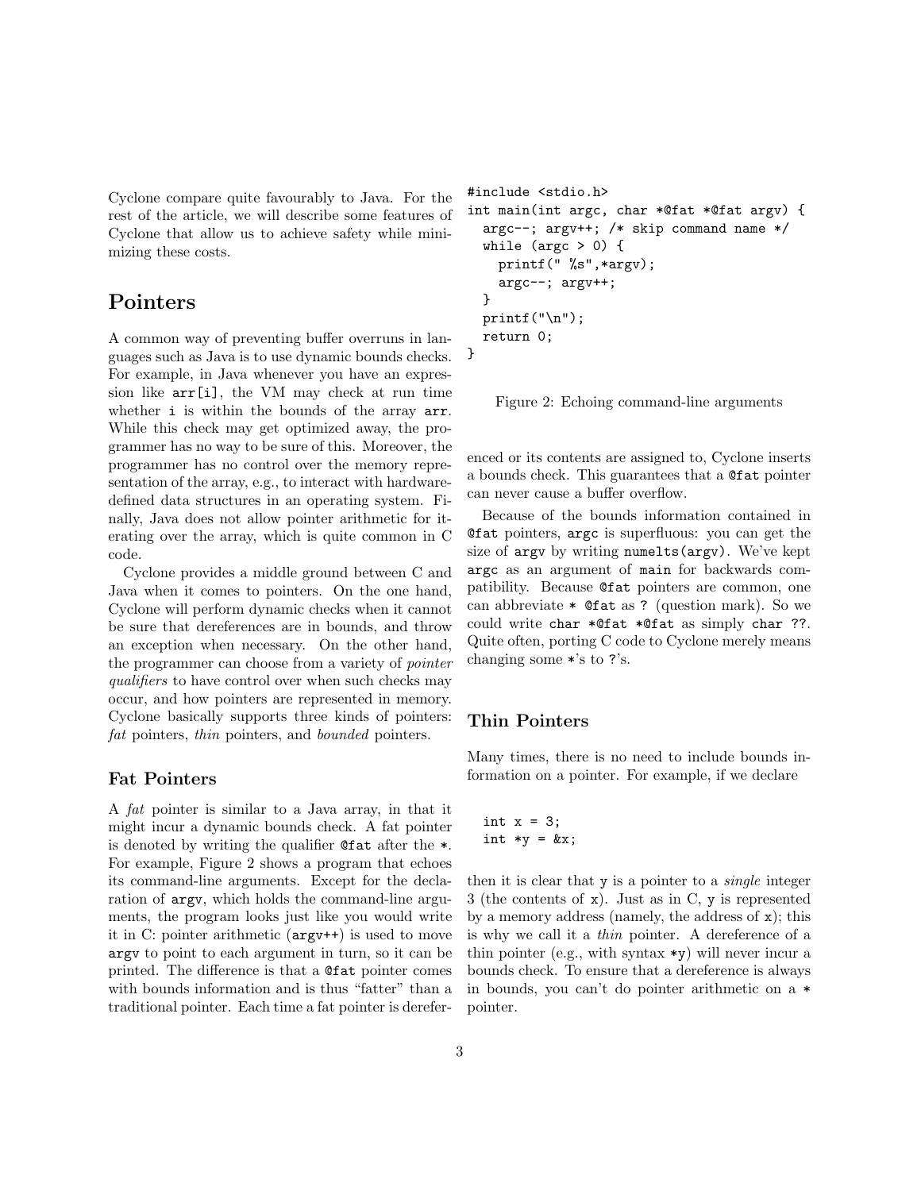Cyclone compare quite favourably to Java. For the rest of the article, we will describe some features of Cyclone that allow us to achieve safety while minimizing these costs.

## Pointers

A common way of preventing buffer overruns in languages such as Java is to use dynamic bounds checks. For example, in Java whenever you have an expression like `arr[i]`, the VM may check at run time whether `i` is within the bounds of the array `arr`. While this check may get optimized away, the programmer has no way to be sure of this. Moreover, the programmer has no control over the memory representation of the array, e.g., to interact with hardware-defined data structures in an operating system. Finally, Java does not allow pointer arithmetic for iterating over the array, which is quite common in C code.

Cyclone provides a middle ground between C and Java when it comes to pointers. On the one hand, Cyclone will perform dynamic checks when it cannot be sure that dereferences are in bounds, and throw an exception when necessary. On the other hand, the programmer can choose from a variety of *pointer qualifiers* to have control over when such checks may occur, and how pointers are represented in memory. Cyclone basically supports three kinds of pointers: *fat* pointers, *thin* pointers, and *bounded* pointers.

### Fat Pointers

A *fat* pointer is similar to a Java array, in that it might incur a dynamic bounds check. A fat pointer is denoted by writing the qualifier `@fat` after the `*`. For example, Figure 2 shows a program that echoes its command-line arguments. Except for the declaration of `argv`, which holds the command-line arguments, the program looks just like you would write it in C: pointer arithmetic (`argv++`) is used to move `argv` to point to each argument in turn, so it can be printed. The difference is that a `@fat` pointer comes with bounds information and is thus "fatter" than a traditional pointer. Each time a fat pointer is dereferenced or its contents are assigned to, Cyclone inserts a bounds check. This guarantees that a `@fat` pointer can never cause a buffer overflow.

```
#include <stdio.h>
int main(int argc, char *@fat *@fat argv) {
  argc--; argv++; /* skip command name */
  while (argc > 0) {
    printf(" %s",*argv);
    argc--; argv++;
  }
  printf("\n");
  return 0;
}
```

Figure 2: Echoing command-line arguments

Because of the bounds information contained in `@fat` pointers, `argc` is superfluous: you can get the size of `argv` by writing `numelts(argv)`. We've kept `argc` as an argument of `main` for backwards compatibility. Because `@fat` pointers are common, one can abbreviate `* @fat` as `?` (question mark). So we could write `char *@fat *@fat` as simply `char ??`. Quite often, porting C code to Cyclone merely means changing some `*`'s to `?`'s.

### Thin Pointers

Many times, there is no need to include bounds information on a pointer. For example, if we declare

```
int x = 3;
int *y = &x;
```

then it is clear that `y` is a pointer to a *single* integer 3 (the contents of `x`). Just as in C, `y` is represented by a memory address (namely, the address of `x`); this is why we call it a *thin* pointer. A dereference of a thin pointer (e.g., with syntax `*y`) will never incur a bounds check. To ensure that a dereference is always in bounds, you can't do pointer arithmetic on a `*` pointer.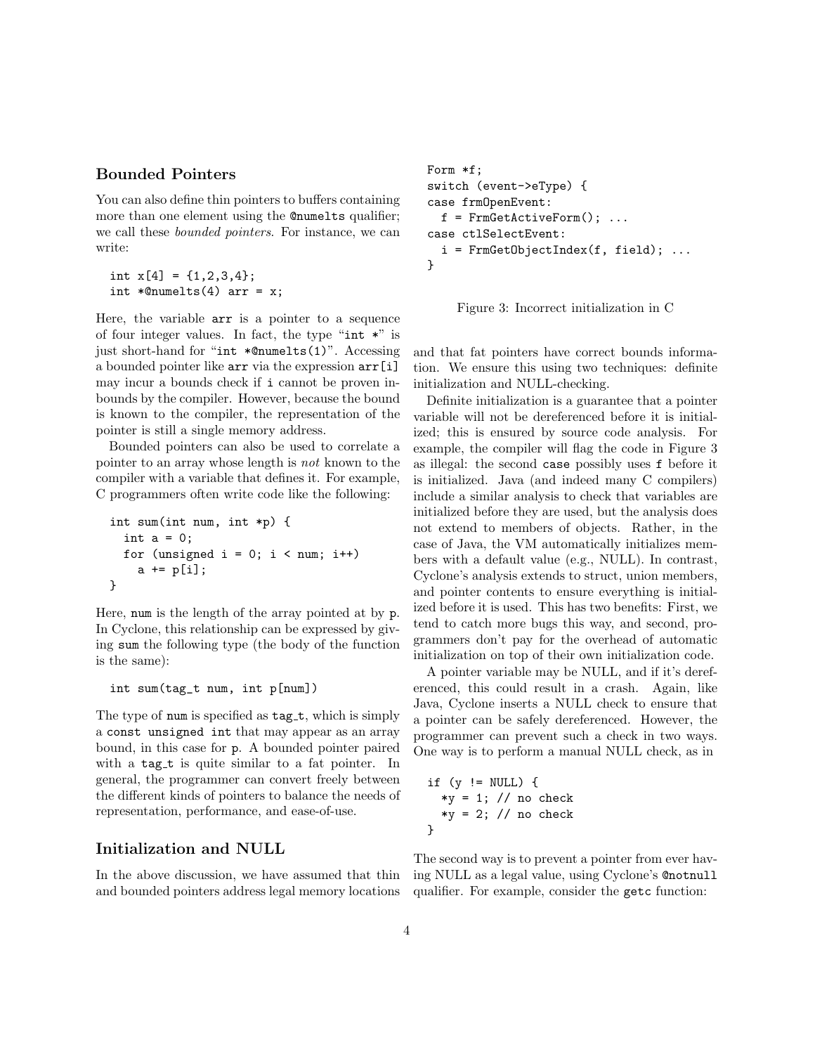## Bounded Pointers

You can also define thin pointers to buffers containing more than one element using the `@numelts` qualifier; we call these *bounded pointers*. For instance, we can write:

```
int x[4] = {1,2,3,4};
int *@numelts(4) arr = x;
```

Here, the variable `arr` is a pointer to a sequence of four integer values. In fact, the type "`int *`" is just short-hand for "`int *@numelts(1)`". Accessing a bounded pointer like `arr` via the expression `arr[i]` may incur a bounds check if `i` cannot be proven in-bounds by the compiler. However, because the bound is known to the compiler, the representation of the pointer is still a single memory address.

Bounded pointers can also be used to correlate a pointer to an array whose length is *not* known to the compiler with a variable that defines it. For example, C programmers often write code like the following:

```
int sum(int num, int *p) {
  int a = 0;
  for (unsigned i = 0; i < num; i++)
    a += p[i];
}
```

Here, `num` is the length of the array pointed at by `p`. In Cyclone, this relationship can be expressed by giving `sum` the following type (the body of the function is the same):

```
int sum(tag_t num, int p[num])
```

The type of `num` is specified as `tag_t`, which is simply a `const unsigned int` that may appear as an array bound, in this case for `p`. A bounded pointer paired with a `tag_t` is quite similar to a fat pointer. In general, the programmer can convert freely between the different kinds of pointers to balance the needs of representation, performance, and ease-of-use.

## Initialization and NULL

In the above discussion, we have assumed that thin and bounded pointers address legal memory locations and that fat pointers have correct bounds information. We ensure this using two techniques: definite initialization and NULL-checking.

```
Form *f;
switch (event->eType) {
case frmOpenEvent:
  f = FrmGetActiveForm(); ...
case ctlSelectEvent:
  i = FrmGetObjectIndex(f, field); ...
}
```

Figure 3: Incorrect initialization in C

Definite initialization is a guarantee that a pointer variable will not be dereferenced before it is initialized; this is ensured by source code analysis. For example, the compiler will flag the code in Figure 3 as illegal: the second `case` possibly uses `f` before it is initialized. Java (and indeed many C compilers) include a similar analysis to check that variables are initialized before they are used, but the analysis does not extend to members of objects. Rather, in the case of Java, the VM automatically initializes members with a default value (e.g., NULL). In contrast, Cyclone's analysis extends to struct, union members, and pointer contents to ensure everything is initialized before it is used. This has two benefits: First, we tend to catch more bugs this way, and second, programmers don't pay for the overhead of automatic initialization on top of their own initialization code.

A pointer variable may be NULL, and if it's dereferenced, this could result in a crash. Again, like Java, Cyclone inserts a NULL check to ensure that a pointer can be safely dereferenced. However, the programmer can prevent such a check in two ways. One way is to perform a manual NULL check, as in

```
if (y != NULL) {
  *y = 1; // no check
  *y = 2; // no check
}
```

The second way is to prevent a pointer from ever having NULL as a legal value, using Cyclone's `@notnull` qualifier. For example, consider the `getc` function: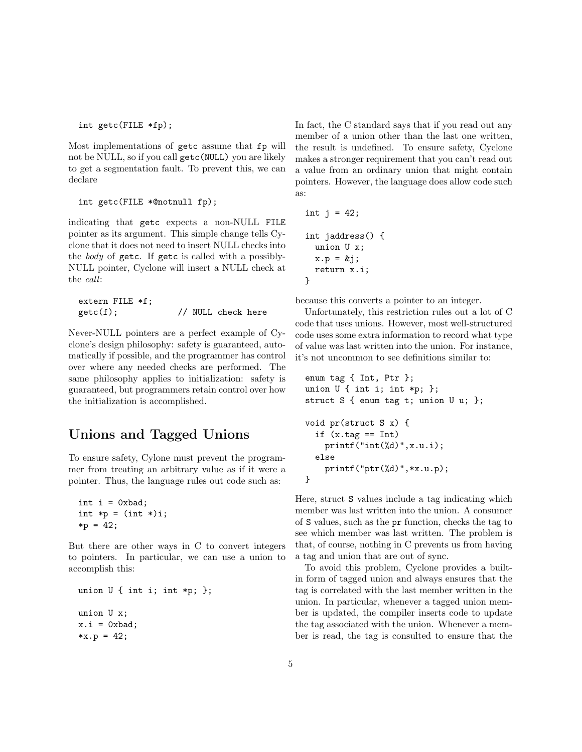```
int getc(FILE *fp);
```

Most implementations of getc assume that fp will not be NULL, so if you call getc(NULL) you are likely to get a segmentation fault. To prevent this, we can declare

```
int getc(FILE *@notnull fp);
```

indicating that getc expects a non-NULL FILE pointer as its argument. This simple change tells Cyclone that it does not need to insert NULL checks into the *body* of getc. If getc is called with a possibly-NULL pointer, Cyclone will insert a NULL check at the *call*:

```
extern FILE *f;
getc(f);            // NULL check here
```

Never-NULL pointers are a perfect example of Cyclone's design philosophy: safety is guaranteed, automatically if possible, and the programmer has control over where any needed checks are performed. The same philosophy applies to initialization: safety is guaranteed, but programmers retain control over how the initialization is accomplished.

## Unions and Tagged Unions

To ensure safety, Cylone must prevent the programmer from treating an arbitrary value as if it were a pointer. Thus, the language rules out code such as:

```
int i = 0xbad;
int *p = (int *)i;
*p = 42;
```

But there are other ways in C to convert integers to pointers. In particular, we can use a union to accomplish this:

```
union U { int i; int *p; };

union U x;
x.i = 0xbad;
*x.p = 42;
```

In fact, the C standard says that if you read out any member of a union other than the last one written, the result is undefined. To ensure safety, Cyclone makes a stronger requirement that you can't read out a value from an ordinary union that might contain pointers. However, the language does allow code such as:

```
int j = 42;

int jaddress() {
  union U x;
  x.p = &j;
  return x.i;
}
```

because this converts a pointer to an integer.

Unfortunately, this restriction rules out a lot of C code that uses unions. However, most well-structured code uses some extra information to record what type of value was last written into the union. For instance, it's not uncommon to see definitions similar to:

```
enum tag { Int, Ptr };
union U { int i; int *p; };
struct S { enum tag t; union U u; };

void pr(struct S x) {
  if (x.tag == Int)
    printf("int(%d)",x.u.i);
  else
    printf("ptr(%d)",*x.u.p);
}
```

Here, struct S values include a tag indicating which member was last written into the union. A consumer of S values, such as the pr function, checks the tag to see which member was last written. The problem is that, of course, nothing in C prevents us from having a tag and union that are out of sync.

To avoid this problem, Cyclone provides a built-in form of tagged union and always ensures that the tag is correlated with the last member written in the union. In particular, whenever a tagged union member is updated, the compiler inserts code to update the tag associated with the union. Whenever a member is read, the tag is consulted to ensure that the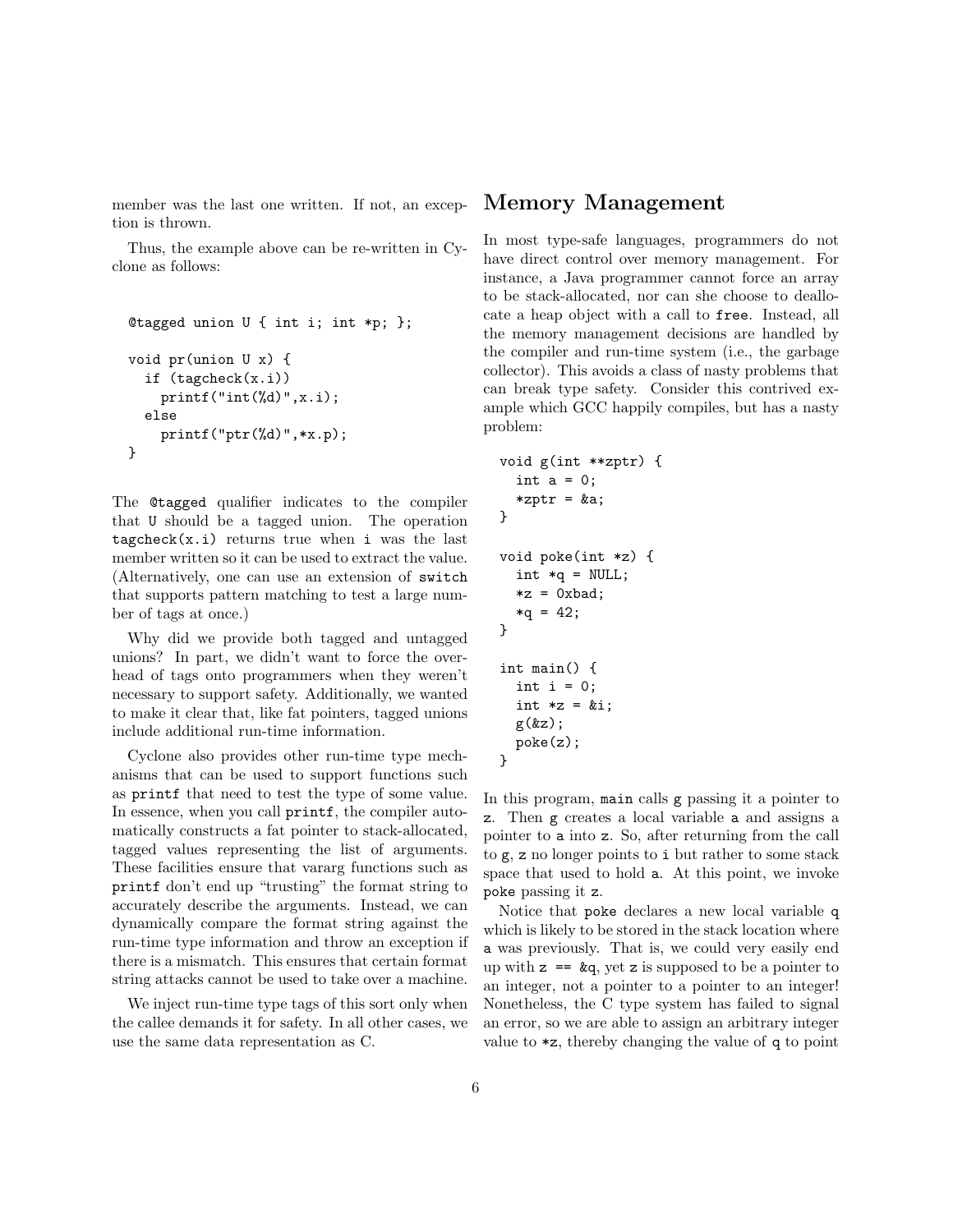member was the last one written. If not, an exception is thrown.

Thus, the example above can be re-written in Cyclone as follows:

```
@tagged union U { int i; int *p; };

void pr(union U x) {
  if (tagcheck(x.i))
    printf("int(%d)",x.i);
  else
    printf("ptr(%d)",*x.p);
}
```

The `@tagged` qualifier indicates to the compiler that `U` should be a tagged union. The operation `tagcheck(x.i)` returns true when `i` was the last member written so it can be used to extract the value. (Alternatively, one can use an extension of `switch` that supports pattern matching to test a large number of tags at once.)

Why did we provide both tagged and untagged unions? In part, we didn't want to force the overhead of tags onto programmers when they weren't necessary to support safety. Additionally, we wanted to make it clear that, like fat pointers, tagged unions include additional run-time information.

Cyclone also provides other run-time type mechanisms that can be used to support functions such as `printf` that need to test the type of some value. In essence, when you call `printf`, the compiler automatically constructs a fat pointer to stack-allocated, tagged values representing the list of arguments. These facilities ensure that vararg functions such as `printf` don't end up "trusting" the format string to accurately describe the arguments. Instead, we can dynamically compare the format string against the run-time type information and throw an exception if there is a mismatch. This ensures that certain format string attacks cannot be used to take over a machine.

We inject run-time type tags of this sort only when the callee demands it for safety. In all other cases, we use the same data representation as C.

## Memory Management

In most type-safe languages, programmers do not have direct control over memory management. For instance, a Java programmer cannot force an array to be stack-allocated, nor can she choose to deallocate a heap object with a call to `free`. Instead, all the memory management decisions are handled by the compiler and run-time system (i.e., the garbage collector). This avoids a class of nasty problems that can break type safety. Consider this contrived example which GCC happily compiles, but has a nasty problem:

```
void g(int **zptr) {
  int a = 0;
  *zptr = &a;
}

void poke(int *z) {
  int *q = NULL;
  *z = 0xbad;
  *q = 42;
}

int main() {
  int i = 0;
  int *z = &i;
  g(&z);
  poke(z);
}
```

In this program, `main` calls `g` passing it a pointer to `z`. Then `g` creates a local variable `a` and assigns a pointer to `a` into `z`. So, after returning from the call to `g`, `z` no longer points to `i` but rather to some stack space that used to hold `a`. At this point, we invoke `poke` passing it `z`.

Notice that `poke` declares a new local variable `q` which is likely to be stored in the stack location where `a` was previously. That is, we could very easily end up with `z == &q`, yet `z` is supposed to be a pointer to an integer, not a pointer to a pointer to an integer! Nonetheless, the C type system has failed to signal an error, so we are able to assign an arbitrary integer value to `*z`, thereby changing the value of `q` to point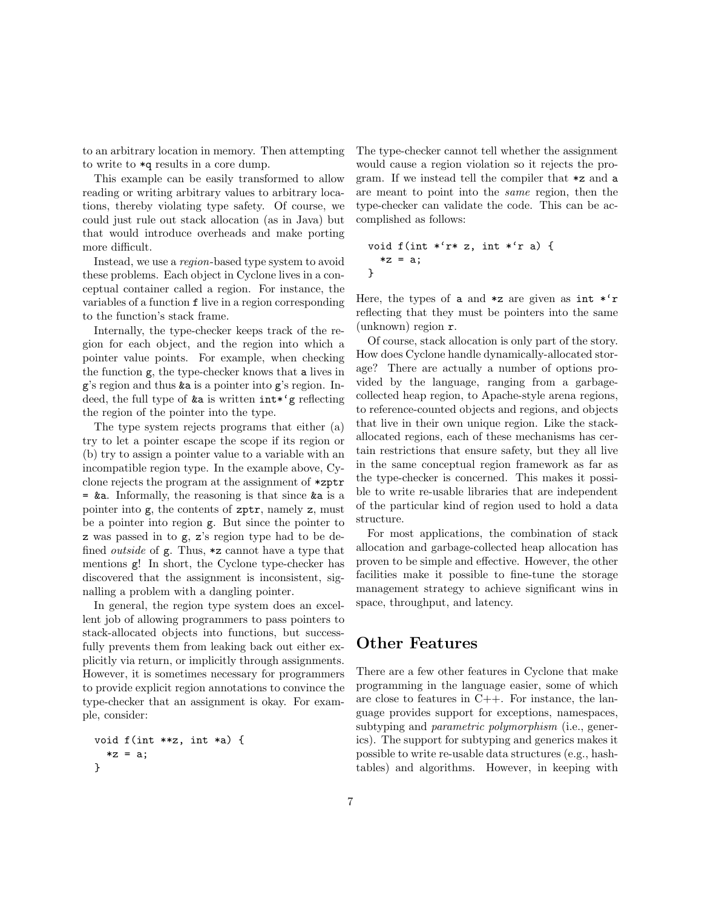to an arbitrary location in memory. Then attempting to write to `*q` results in a core dump.

This example can be easily transformed to allow reading or writing arbitrary values to arbitrary locations, thereby violating type safety. Of course, we could just rule out stack allocation (as in Java) but that would introduce overheads and make porting more difficult.

Instead, we use a *region*-based type system to avoid these problems. Each object in Cyclone lives in a conceptual container called a region. For instance, the variables of a function `f` live in a region corresponding to the function's stack frame.

Internally, the type-checker keeps track of the region for each object, and the region into which a pointer value points. For example, when checking the function `g`, the type-checker knows that `a` lives in `g`'s region and thus `&a` is a pointer into `g`'s region. Indeed, the full type of `&a` is written ``int*`g`` reflecting the region of the pointer into the type.

The type system rejects programs that either (a) try to let a pointer escape the scope if its region or (b) try to assign a pointer value to a variable with an incompatible region type. In the example above, Cyclone rejects the program at the assignment of `*zptr = &a`. Informally, the reasoning is that since `&a` is a pointer into `g`, the contents of `zptr`, namely `z`, must be a pointer into region `g`. But since the pointer to `z` was passed in to `g`, `z`'s region type had to be defined *outside* of `g`. Thus, `*z` cannot have a type that mentions `g`! In short, the Cyclone type-checker has discovered that the assignment is inconsistent, signalling a problem with a dangling pointer.

In general, the region type system does an excellent job of allowing programmers to pass pointers to stack-allocated objects into functions, but successfully prevents them from leaking back out either explicitly via return, or implicitly through assignments. However, it is sometimes necessary for programmers to provide explicit region annotations to convince the type-checker that an assignment is okay. For example, consider:

```
void f(int **z, int *a) {
  *z = a;
}
```

The type-checker cannot tell whether the assignment would cause a region violation so it rejects the program. If we instead tell the compiler that `*z` and `a` are meant to point into the *same* region, then the type-checker can validate the code. This can be accomplished as follows:

```
void f(int *`r* z, int *`r a) {
  *z = a;
}
```

Here, the types of `a` and `*z` are given as ``int *`r`` reflecting that they must be pointers into the same (unknown) region `r`.

Of course, stack allocation is only part of the story. How does Cyclone handle dynamically-allocated storage? There are actually a number of options provided by the language, ranging from a garbage-collected heap region, to Apache-style arena regions, to reference-counted objects and regions, and objects that live in their own unique region. Like the stack-allocated regions, each of these mechanisms has certain restrictions that ensure safety, but they all live in the same conceptual region framework as far as the type-checker is concerned. This makes it possible to write re-usable libraries that are independent of the particular kind of region used to hold a data structure.

For most applications, the combination of stack allocation and garbage-collected heap allocation has proven to be simple and effective. However, the other facilities make it possible to fine-tune the storage management strategy to achieve significant wins in space, throughput, and latency.

## Other Features

There are a few other features in Cyclone that make programming in the language easier, some of which are close to features in C++. For instance, the language provides support for exceptions, namespaces, subtyping and *parametric polymorphism* (i.e., generics). The support for subtyping and generics makes it possible to write re-usable data structures (e.g., hashtables) and algorithms. However, in keeping with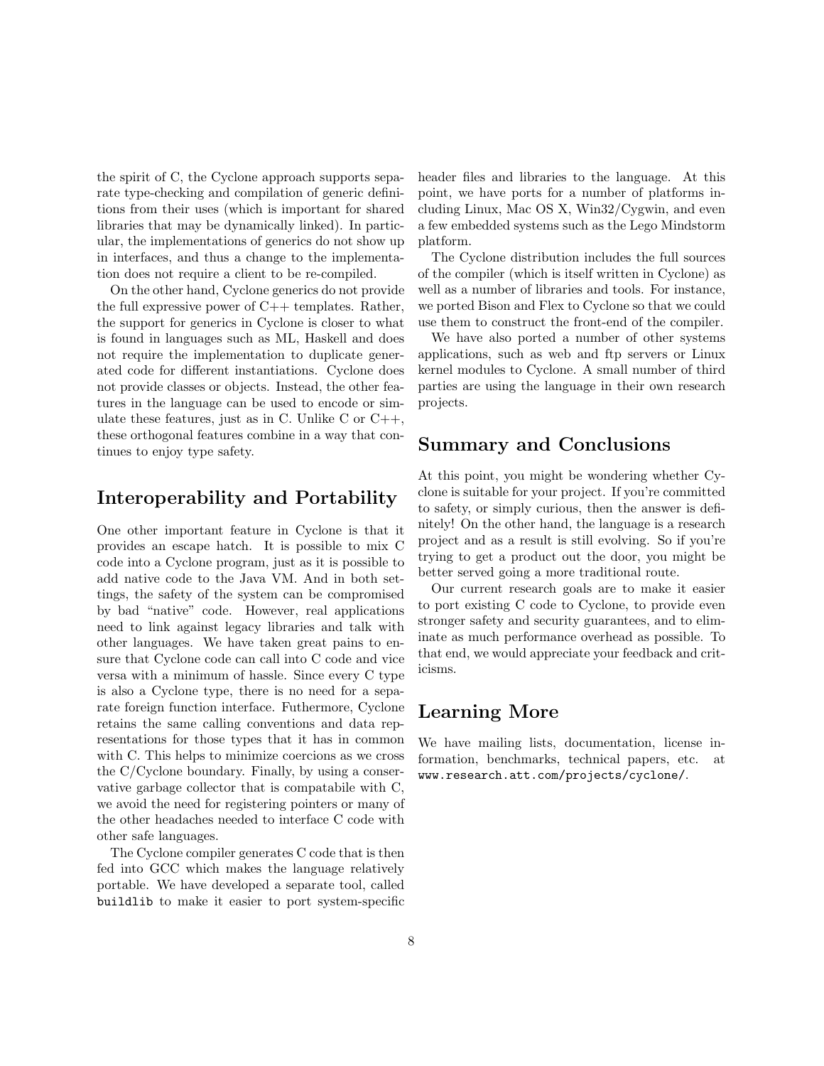the spirit of C, the Cyclone approach supports separate type-checking and compilation of generic definitions from their uses (which is important for shared libraries that may be dynamically linked). In particular, the implementations of generics do not show up in interfaces, and thus a change to the implementation does not require a client to be re-compiled.

On the other hand, Cyclone generics do not provide the full expressive power of C++ templates. Rather, the support for generics in Cyclone is closer to what is found in languages such as ML, Haskell and does not require the implementation to duplicate generated code for different instantiations. Cyclone does not provide classes or objects. Instead, the other features in the language can be used to encode or simulate these features, just as in C. Unlike C or C++, these orthogonal features combine in a way that continues to enjoy type safety.

## Interoperability and Portability

One other important feature in Cyclone is that it provides an escape hatch. It is possible to mix C code into a Cyclone program, just as it is possible to add native code to the Java VM. And in both settings, the safety of the system can be compromised by bad "native" code. However, real applications need to link against legacy libraries and talk with other languages. We have taken great pains to ensure that Cyclone code can call into C code and vice versa with a minimum of hassle. Since every C type is also a Cyclone type, there is no need for a separate foreign function interface. Futhermore, Cyclone retains the same calling conventions and data representations for those types that it has in common with C. This helps to minimize coercions as we cross the C/Cyclone boundary. Finally, by using a conservative garbage collector that is compatabile with C, we avoid the need for registering pointers or many of the other headaches needed to interface C code with other safe languages.

The Cyclone compiler generates C code that is then fed into GCC which makes the language relatively portable. We have developed a separate tool, called `buildlib` to make it easier to port system-specific header files and libraries to the language. At this point, we have ports for a number of platforms including Linux, Mac OS X, Win32/Cygwin, and even a few embedded systems such as the Lego Mindstorm platform.

The Cyclone distribution includes the full sources of the compiler (which is itself written in Cyclone) as well as a number of libraries and tools. For instance, we ported Bison and Flex to Cyclone so that we could use them to construct the front-end of the compiler.

We have also ported a number of other systems applications, such as web and ftp servers or Linux kernel modules to Cyclone. A small number of third parties are using the language in their own research projects.

## Summary and Conclusions

At this point, you might be wondering whether Cyclone is suitable for your project. If you're committed to safety, or simply curious, then the answer is definitely! On the other hand, the language is a research project and as a result is still evolving. So if you're trying to get a product out the door, you might be better served going a more traditional route.

Our current research goals are to make it easier to port existing C code to Cyclone, to provide even stronger safety and security guarantees, and to eliminate as much performance overhead as possible. To that end, we would appreciate your feedback and criticisms.

## Learning More

We have mailing lists, documentation, license information, benchmarks, technical papers, etc. at `www.research.att.com/projects/cyclone/`.